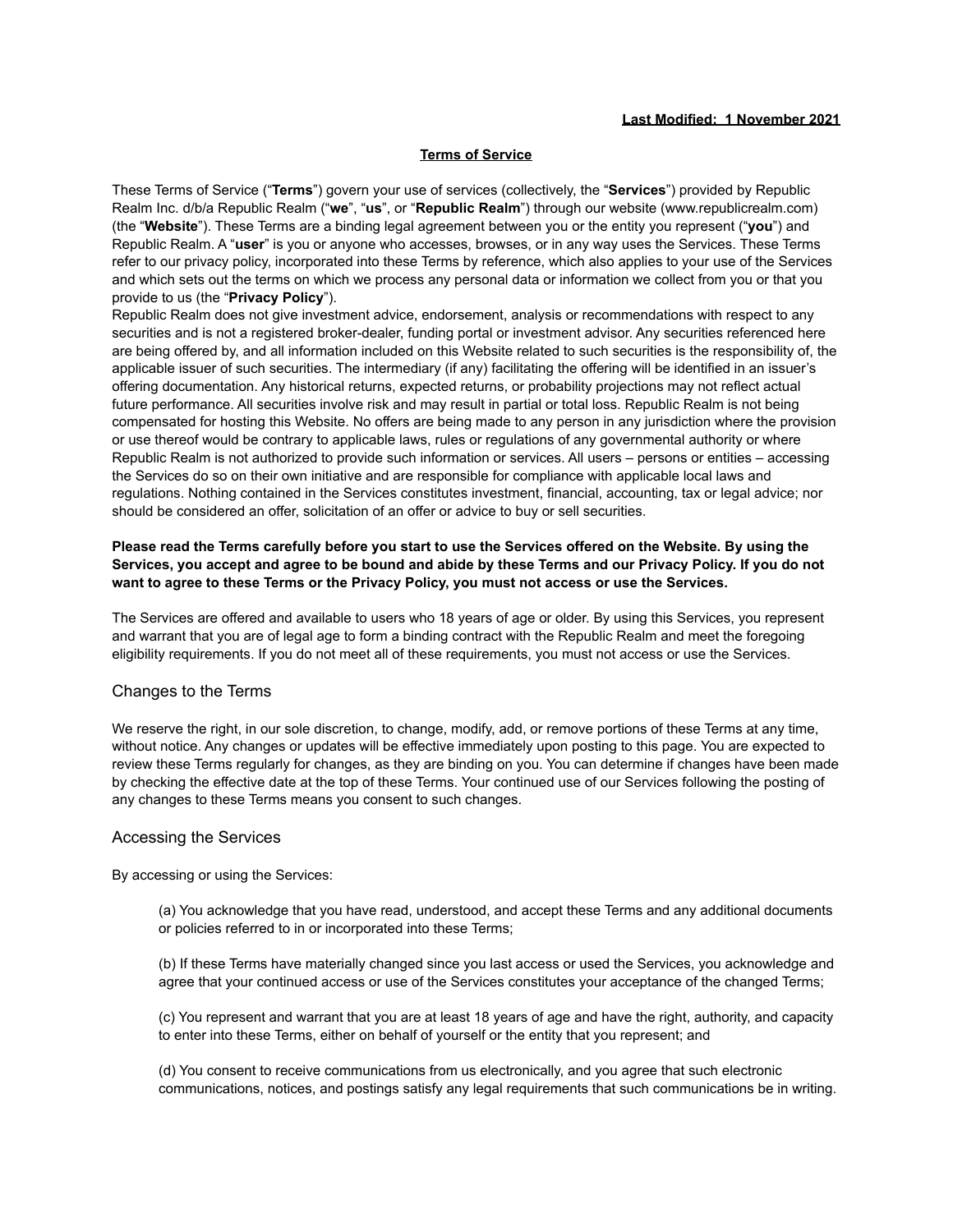**Last Modified: 1 November 2021**

# Terms of Service

These Terms of Service ("**Terms**") govern your use of services (collectively, the "**Services**") provided by Republic Realm Inc. d/b/a Republic Realm ("**we**", "**us**", or "**Republic Realm**") through our website (www.republicrealm.com) (the "**Website**"). These Terms are a binding legal agreement between you or the entity you represent ("**you**") and Republic Realm. A "**user**" is you or anyone who accesses, browses, or in any way uses the Services. These Terms refer to our privacy policy, incorporated into these Terms by reference, which also applies to your use of the Services and which sets out the terms on which we process any personal data or information we collect from you or that you provide to us (the "**Privacy Policy**").

Republic Realm does not give investment advice, endorsement, analysis or recommendations with respect to any securities and is not a registered broker-dealer, funding portal or investment advisor. Any securities referenced here are being offered by, and all information included on this Website related to such securities is the responsibility of, the applicable issuer of such securities. The intermediary (if any) facilitating the offering will be identified in an issuer's offering documentation. Any historical returns, expected returns, or probability projections may not reflect actual future performance. All securities involve risk and may result in partial or total loss. Republic Realm is not being compensated for hosting this Website. No offers are being made to any person in any jurisdiction where the provision or use thereof would be contrary to applicable laws, rules or regulations of any governmental authority or where Republic Realm is not authorized to provide such information or services. All users – persons or entities – accessing the Services do so on their own initiative and are responsible for compliance with applicable local laws and regulations. Nothing contained in the Services constitutes investment, financial, accounting, tax or legal advice; nor should be considered an offer, solicitation of an offer or advice to buy or sell securities.

**Please read the Terms carefully before you start to use the Services offered on the Website. By using the Services, you accept and agree to be bound and abide by these Terms and our Privacy Policy. If you do not want to agree to these Terms or the Privacy Policy, you must not access or use the Services.**

The Services are offered and available to users who 18 years of age or older. By using this Services, you represent and warrant that you are of legal age to form a binding contract with the Republic Realm and meet the foregoing eligibility requirements. If you do not meet all of these requirements, you must not access or use the Services.

## Changes to the Terms

We reserve the right, in our sole discretion, to change, modify, add, or remove portions of these Terms at any time, without notice. Any changes or updates will be effective immediately upon posting to this page. You are expected to review these Terms regularly for changes, as they are binding on you. You can determine if changes have been made by checking the effective date at the top of these Terms. Your continued use of our Services following the posting of any changes to these Terms means you consent to such changes.

## Accessing the Services

By accessing or using the Services:

(a) You acknowledge that you have read, understood, and accept these Terms and any additional documents or policies referred to in or incorporated into these Terms;

(b) If these Terms have materially changed since you last access or used the Services, you acknowledge and agree that your continued access or use of the Services constitutes your acceptance of the changed Terms;

(c) You represent and warrant that you are at least 18 years of age and have the right, authority, and capacity to enter into these Terms, either on behalf of yourself or the entity that you represent; and

(d) You consent to receive communications from us electronically, and you agree that such electronic communications, notices, and postings satisfy any legal requirements that such communications be in writing.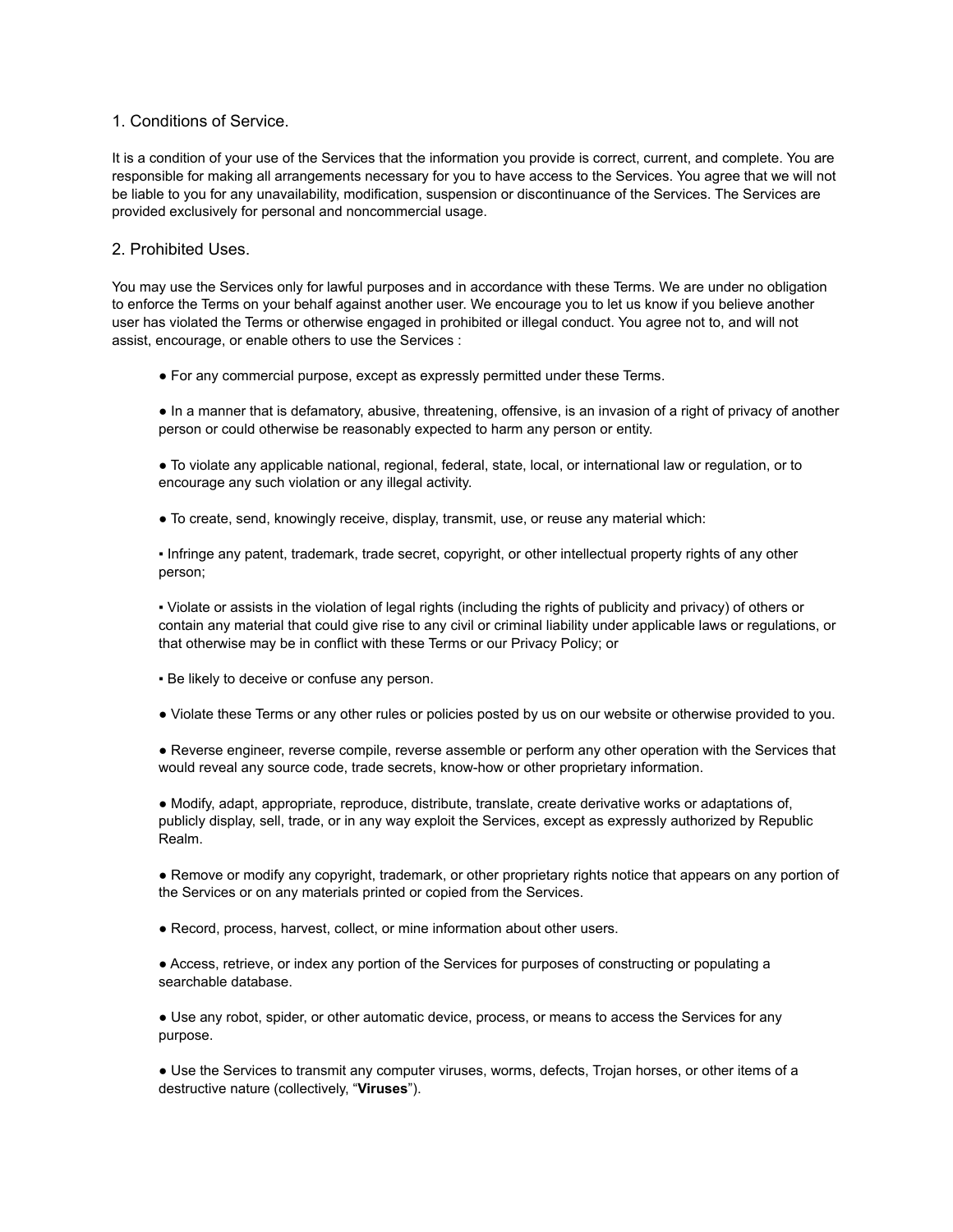## 1. Conditions of Service.

It is a condition of your use of the Services that the information you provide is correct, current, and complete. You are responsible for making all arrangements necessary for you to have access to the Services. You agree that we will not be liable to you for any unavailability, modification, suspension or discontinuance of the Services. The Services are provided exclusively for personal and noncommercial usage.

## 2. Prohibited Uses.

You may use the Services only for lawful purposes and in accordance with these Terms. We are under no obligation to enforce the Terms on your behalf against another user. We encourage you to let us know if you believe another user has violated the Terms or otherwise engaged in prohibited or illegal conduct. You agree not to, and will not assist, encourage, or enable others to use the Services :

- For any commercial purpose, except as expressly permitted under these Terms.
- In a manner that is defamatory, abusive, threatening, offensive, is an invasion of a right of privacy of another person or could otherwise be reasonably expected to harm any person or entity.
- To violate any applicable national, regional, federal, state, local, or international law or regulation, or to encourage any such violation or any illegal activity.
- To create, send, knowingly receive, display, transmit, use, or reuse any material which:
  - Infringe any patent, trademark, trade secret, copyright, or other intellectual property rights of any other person;
  - Violate or assists in the violation of legal rights (including the rights of publicity and privacy) of others or contain any material that could give rise to any civil or criminal liability under applicable laws or regulations, or that otherwise may be in conflict with these Terms or our Privacy Policy; or
  - Be likely to deceive or confuse any person.
- Violate these Terms or any other rules or policies posted by us on our website or otherwise provided to you.
- Reverse engineer, reverse compile, reverse assemble or perform any other operation with the Services that would reveal any source code, trade secrets, know-how or other proprietary information.
- Modify, adapt, appropriate, reproduce, distribute, translate, create derivative works or adaptations of, publicly display, sell, trade, or in any way exploit the Services, except as expressly authorized by Republic Realm.
- Remove or modify any copyright, trademark, or other proprietary rights notice that appears on any portion of the Services or on any materials printed or copied from the Services.
- Record, process, harvest, collect, or mine information about other users.
- Access, retrieve, or index any portion of the Services for purposes of constructing or populating a searchable database.
- Use any robot, spider, or other automatic device, process, or means to access the Services for any purpose.
- Use the Services to transmit any computer viruses, worms, defects, Trojan horses, or other items of a destructive nature (collectively, "**Viruses**").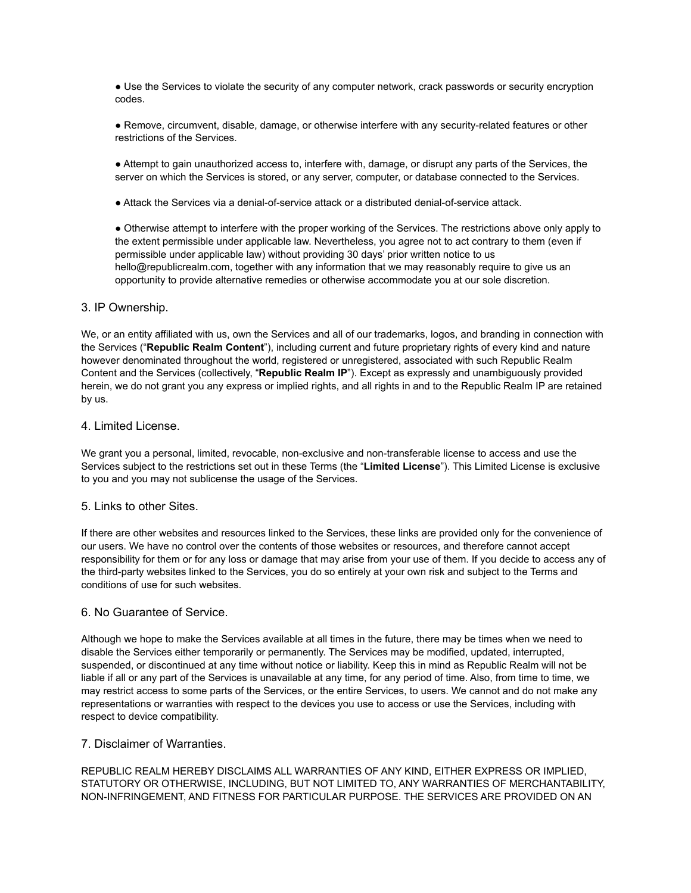- Use the Services to violate the security of any computer network, crack passwords or security encryption codes.

- Remove, circumvent, disable, damage, or otherwise interfere with any security-related features or other restrictions of the Services.

- Attempt to gain unauthorized access to, interfere with, damage, or disrupt any parts of the Services, the server on which the Services is stored, or any server, computer, or database connected to the Services.

- Attack the Services via a denial-of-service attack or a distributed denial-of-service attack.

- Otherwise attempt to interfere with the proper working of the Services. The restrictions above only apply to the extent permissible under applicable law. Nevertheless, you agree not to act contrary to them (even if permissible under applicable law) without providing 30 days' prior written notice to us hello@republicrealm.com, together with any information that we may reasonably require to give us an opportunity to provide alternative remedies or otherwise accommodate you at our sole discretion.

## 3. IP Ownership.

We, or an entity affiliated with us, own the Services and all of our trademarks, logos, and branding in connection with the Services ("**Republic Realm Content**"), including current and future proprietary rights of every kind and nature however denominated throughout the world, registered or unregistered, associated with such Republic Realm Content and the Services (collectively, "**Republic Realm IP**"). Except as expressly and unambiguously provided herein, we do not grant you any express or implied rights, and all rights in and to the Republic Realm IP are retained by us.

## 4. Limited License.

We grant you a personal, limited, revocable, non-exclusive and non-transferable license to access and use the Services subject to the restrictions set out in these Terms (the "**Limited License**"). This Limited License is exclusive to you and you may not sublicense the usage of the Services.

## 5. Links to other Sites.

If there are other websites and resources linked to the Services, these links are provided only for the convenience of our users. We have no control over the contents of those websites or resources, and therefore cannot accept responsibility for them or for any loss or damage that may arise from your use of them. If you decide to access any of the third-party websites linked to the Services, you do so entirely at your own risk and subject to the Terms and conditions of use for such websites.

## 6. No Guarantee of Service.

Although we hope to make the Services available at all times in the future, there may be times when we need to disable the Services either temporarily or permanently. The Services may be modified, updated, interrupted, suspended, or discontinued at any time without notice or liability. Keep this in mind as Republic Realm will not be liable if all or any part of the Services is unavailable at any time, for any period of time. Also, from time to time, we may restrict access to some parts of the Services, or the entire Services, to users. We cannot and do not make any representations or warranties with respect to the devices you use to access or use the Services, including with respect to device compatibility.

## 7. Disclaimer of Warranties.

REPUBLIC REALM HEREBY DISCLAIMS ALL WARRANTIES OF ANY KIND, EITHER EXPRESS OR IMPLIED, STATUTORY OR OTHERWISE, INCLUDING, BUT NOT LIMITED TO, ANY WARRANTIES OF MERCHANTABILITY, NON-INFRINGEMENT, AND FITNESS FOR PARTICULAR PURPOSE. THE SERVICES ARE PROVIDED ON AN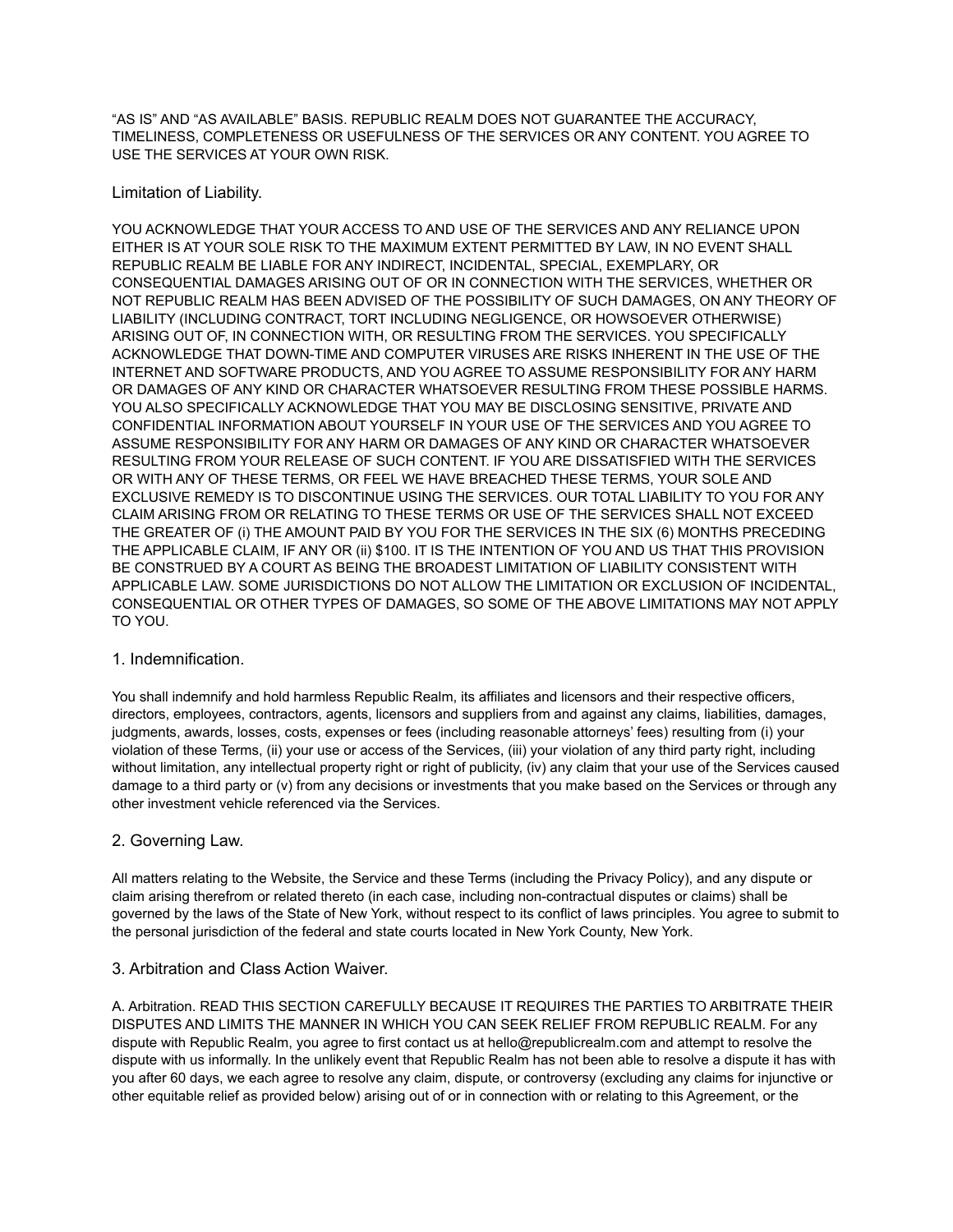"AS IS" AND "AS AVAILABLE" BASIS. REPUBLIC REALM DOES NOT GUARANTEE THE ACCURACY, TIMELINESS, COMPLETENESS OR USEFULNESS OF THE SERVICES OR ANY CONTENT. YOU AGREE TO USE THE SERVICES AT YOUR OWN RISK.

## Limitation of Liability.

YOU ACKNOWLEDGE THAT YOUR ACCESS TO AND USE OF THE SERVICES AND ANY RELIANCE UPON EITHER IS AT YOUR SOLE RISK TO THE MAXIMUM EXTENT PERMITTED BY LAW, IN NO EVENT SHALL REPUBLIC REALM BE LIABLE FOR ANY INDIRECT, INCIDENTAL, SPECIAL, EXEMPLARY, OR CONSEQUENTIAL DAMAGES ARISING OUT OF OR IN CONNECTION WITH THE SERVICES, WHETHER OR NOT REPUBLIC REALM HAS BEEN ADVISED OF THE POSSIBILITY OF SUCH DAMAGES, ON ANY THEORY OF LIABILITY (INCLUDING CONTRACT, TORT INCLUDING NEGLIGENCE, OR HOWSOEVER OTHERWISE) ARISING OUT OF, IN CONNECTION WITH, OR RESULTING FROM THE SERVICES. YOU SPECIFICALLY ACKNOWLEDGE THAT DOWN-TIME AND COMPUTER VIRUSES ARE RISKS INHERENT IN THE USE OF THE INTERNET AND SOFTWARE PRODUCTS, AND YOU AGREE TO ASSUME RESPONSIBILITY FOR ANY HARM OR DAMAGES OF ANY KIND OR CHARACTER WHATSOEVER RESULTING FROM THESE POSSIBLE HARMS. YOU ALSO SPECIFICALLY ACKNOWLEDGE THAT YOU MAY BE DISCLOSING SENSITIVE, PRIVATE AND CONFIDENTIAL INFORMATION ABOUT YOURSELF IN YOUR USE OF THE SERVICES AND YOU AGREE TO ASSUME RESPONSIBILITY FOR ANY HARM OR DAMAGES OF ANY KIND OR CHARACTER WHATSOEVER RESULTING FROM YOUR RELEASE OF SUCH CONTENT. IF YOU ARE DISSATISFIED WITH THE SERVICES OR WITH ANY OF THESE TERMS, OR FEEL WE HAVE BREACHED THESE TERMS, YOUR SOLE AND EXCLUSIVE REMEDY IS TO DISCONTINUE USING THE SERVICES. OUR TOTAL LIABILITY TO YOU FOR ANY CLAIM ARISING FROM OR RELATING TO THESE TERMS OR USE OF THE SERVICES SHALL NOT EXCEED THE GREATER OF (i) THE AMOUNT PAID BY YOU FOR THE SERVICES IN THE SIX (6) MONTHS PRECEDING THE APPLICABLE CLAIM, IF ANY OR (ii) $100. IT IS THE INTENTION OF YOU AND US THAT THIS PROVISION BE CONSTRUED BY A COURT AS BEING THE BROADEST LIMITATION OF LIABILITY CONSISTENT WITH APPLICABLE LAW. SOME JURISDICTIONS DO NOT ALLOW THE LIMITATION OR EXCLUSION OF INCIDENTAL, CONSEQUENTIAL OR OTHER TYPES OF DAMAGES, SO SOME OF THE ABOVE LIMITATIONS MAY NOT APPLY TO YOU.

## 1. Indemnification.

You shall indemnify and hold harmless Republic Realm, its affiliates and licensors and their respective officers, directors, employees, contractors, agents, licensors and suppliers from and against any claims, liabilities, damages, judgments, awards, losses, costs, expenses or fees (including reasonable attorneys' fees) resulting from (i) your violation of these Terms, (ii) your use or access of the Services, (iii) your violation of any third party right, including without limitation, any intellectual property right or right of publicity, (iv) any claim that your use of the Services caused damage to a third party or (v) from any decisions or investments that you make based on the Services or through any other investment vehicle referenced via the Services.

## 2. Governing Law.

All matters relating to the Website, the Service and these Terms (including the Privacy Policy), and any dispute or claim arising therefrom or related thereto (in each case, including non-contractual disputes or claims) shall be governed by the laws of the State of New York, without respect to its conflict of laws principles. You agree to submit to the personal jurisdiction of the federal and state courts located in New York County, New York.

## 3. Arbitration and Class Action Waiver.

A. Arbitration. READ THIS SECTION CAREFULLY BECAUSE IT REQUIRES THE PARTIES TO ARBITRATE THEIR DISPUTES AND LIMITS THE MANNER IN WHICH YOU CAN SEEK RELIEF FROM REPUBLIC REALM. For any dispute with Republic Realm, you agree to first contact us at hello@republicrealm.com and attempt to resolve the dispute with us informally. In the unlikely event that Republic Realm has not been able to resolve a dispute it has with you after 60 days, we each agree to resolve any claim, dispute, or controversy (excluding any claims for injunctive or other equitable relief as provided below) arising out of or in connection with or relating to this Agreement, or the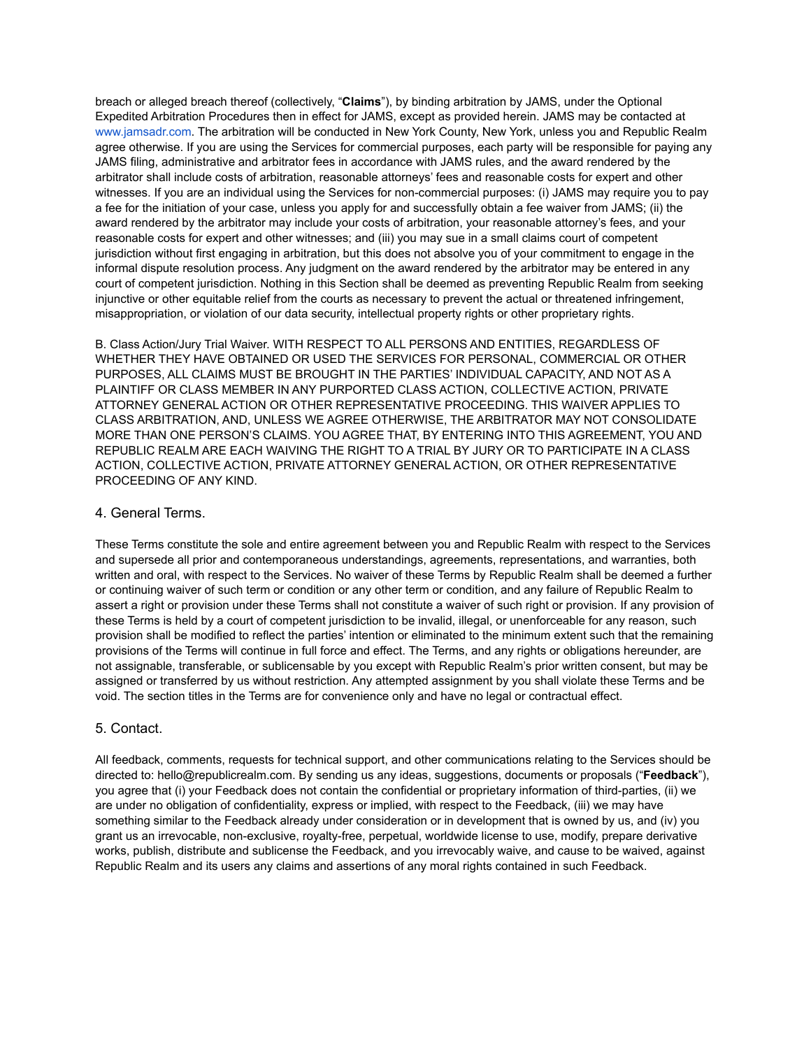breach or alleged breach thereof (collectively, "**Claims**"), by binding arbitration by JAMS, under the Optional Expedited Arbitration Procedures then in effect for JAMS, except as provided herein. JAMS may be contacted at www.jamsadr.com. The arbitration will be conducted in New York County, New York, unless you and Republic Realm agree otherwise. If you are using the Services for commercial purposes, each party will be responsible for paying any JAMS filing, administrative and arbitrator fees in accordance with JAMS rules, and the award rendered by the arbitrator shall include costs of arbitration, reasonable attorneys' fees and reasonable costs for expert and other witnesses. If you are an individual using the Services for non-commercial purposes: (i) JAMS may require you to pay a fee for the initiation of your case, unless you apply for and successfully obtain a fee waiver from JAMS; (ii) the award rendered by the arbitrator may include your costs of arbitration, your reasonable attorney's fees, and your reasonable costs for expert and other witnesses; and (iii) you may sue in a small claims court of competent jurisdiction without first engaging in arbitration, but this does not absolve you of your commitment to engage in the informal dispute resolution process. Any judgment on the award rendered by the arbitrator may be entered in any court of competent jurisdiction. Nothing in this Section shall be deemed as preventing Republic Realm from seeking injunctive or other equitable relief from the courts as necessary to prevent the actual or threatened infringement, misappropriation, or violation of our data security, intellectual property rights or other proprietary rights.

B. Class Action/Jury Trial Waiver. WITH RESPECT TO ALL PERSONS AND ENTITIES, REGARDLESS OF WHETHER THEY HAVE OBTAINED OR USED THE SERVICES FOR PERSONAL, COMMERCIAL OR OTHER PURPOSES, ALL CLAIMS MUST BE BROUGHT IN THE PARTIES' INDIVIDUAL CAPACITY, AND NOT AS A PLAINTIFF OR CLASS MEMBER IN ANY PURPORTED CLASS ACTION, COLLECTIVE ACTION, PRIVATE ATTORNEY GENERAL ACTION OR OTHER REPRESENTATIVE PROCEEDING. THIS WAIVER APPLIES TO CLASS ARBITRATION, AND, UNLESS WE AGREE OTHERWISE, THE ARBITRATOR MAY NOT CONSOLIDATE MORE THAN ONE PERSON'S CLAIMS. YOU AGREE THAT, BY ENTERING INTO THIS AGREEMENT, YOU AND REPUBLIC REALM ARE EACH WAIVING THE RIGHT TO A TRIAL BY JURY OR TO PARTICIPATE IN A CLASS ACTION, COLLECTIVE ACTION, PRIVATE ATTORNEY GENERAL ACTION, OR OTHER REPRESENTATIVE PROCEEDING OF ANY KIND.

## 4. General Terms.

These Terms constitute the sole and entire agreement between you and Republic Realm with respect to the Services and supersede all prior and contemporaneous understandings, agreements, representations, and warranties, both written and oral, with respect to the Services. No waiver of these Terms by Republic Realm shall be deemed a further or continuing waiver of such term or condition or any other term or condition, and any failure of Republic Realm to assert a right or provision under these Terms shall not constitute a waiver of such right or provision. If any provision of these Terms is held by a court of competent jurisdiction to be invalid, illegal, or unenforceable for any reason, such provision shall be modified to reflect the parties' intention or eliminated to the minimum extent such that the remaining provisions of the Terms will continue in full force and effect. The Terms, and any rights or obligations hereunder, are not assignable, transferable, or sublicensable by you except with Republic Realm's prior written consent, but may be assigned or transferred by us without restriction. Any attempted assignment by you shall violate these Terms and be void. The section titles in the Terms are for convenience only and have no legal or contractual effect.

## 5. Contact.

All feedback, comments, requests for technical support, and other communications relating to the Services should be directed to: hello@republicrealm.com. By sending us any ideas, suggestions, documents or proposals ("**Feedback**"), you agree that (i) your Feedback does not contain the confidential or proprietary information of third-parties, (ii) we are under no obligation of confidentiality, express or implied, with respect to the Feedback, (iii) we may have something similar to the Feedback already under consideration or in development that is owned by us, and (iv) you grant us an irrevocable, non-exclusive, royalty-free, perpetual, worldwide license to use, modify, prepare derivative works, publish, distribute and sublicense the Feedback, and you irrevocably waive, and cause to be waived, against Republic Realm and its users any claims and assertions of any moral rights contained in such Feedback.